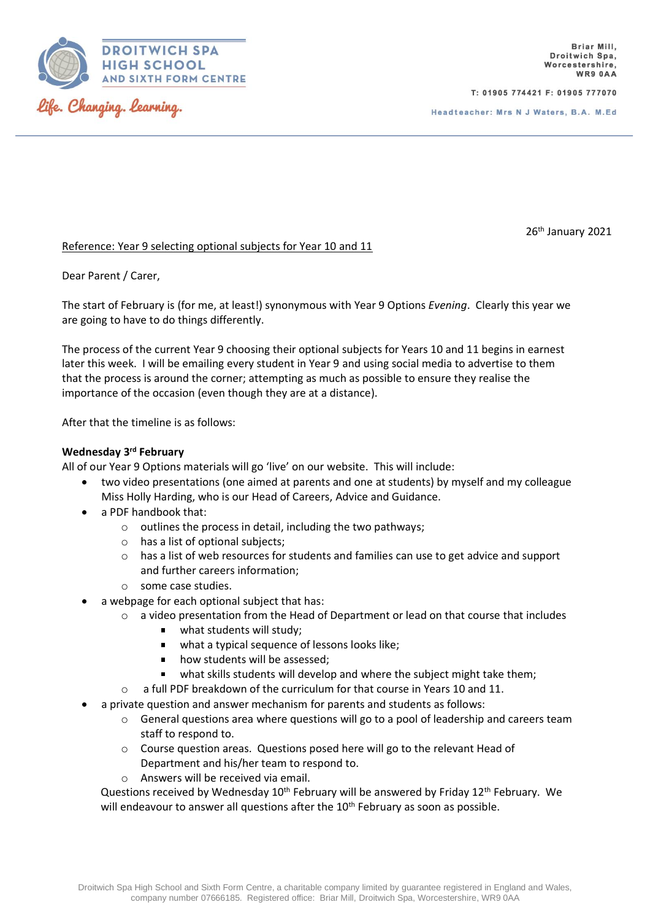DROITWICH SPA HIGH SCHOOL AND SIXTH FORM CENTRE

*Life. Changing. Learning.*

Briar Mill,
Droitwich Spa,
Worcestershire,
WR9 0AA

T: 01905 774421 F: 01905 777070

Headteacher: Mrs N J Waters, B.A. M.Ed

26th January 2021

Reference: Year 9 selecting optional subjects for Year 10 and 11

Dear Parent / Carer,

The start of February is (for me, at least!) synonymous with Year 9 Options *Evening*. Clearly this year we are going to have to do things differently.

The process of the current Year 9 choosing their optional subjects for Years 10 and 11 begins in earnest later this week. I will be emailing every student in Year 9 and using social media to advertise to them that the process is around the corner; attempting as much as possible to ensure they realise the importance of the occasion (even though they are at a distance).

After that the timeline is as follows:

**Wednesday 3rd February**

All of our Year 9 Options materials will go 'live' on our website. This will include:

- two video presentations (one aimed at parents and one at students) by myself and my colleague Miss Holly Harding, who is our Head of Careers, Advice and Guidance.
- a PDF handbook that:
  - outlines the process in detail, including the two pathways;
  - has a list of optional subjects;
  - has a list of web resources for students and families can use to get advice and support and further careers information;
  - some case studies.
- a webpage for each optional subject that has:
  - a video presentation from the Head of Department or lead on that course that includes
    - what students will study;
    - what a typical sequence of lessons looks like;
    - how students will be assessed;
    - what skills students will develop and where the subject might take them;
  - a full PDF breakdown of the curriculum for that course in Years 10 and 11.
- a private question and answer mechanism for parents and students as follows:
  - General questions area where questions will go to a pool of leadership and careers team staff to respond to.
  - Course question areas. Questions posed here will go to the relevant Head of Department and his/her team to respond to.
  - Answers will be received via email.

  Questions received by Wednesday 10th February will be answered by Friday 12th February. We will endeavour to answer all questions after the 10th February as soon as possible.

Droitwich Spa High School and Sixth Form Centre, a charitable company limited by guarantee registered in England and Wales, company number 07666185. Registered office: Briar Mill, Droitwich Spa, Worcestershire, WR9 0AA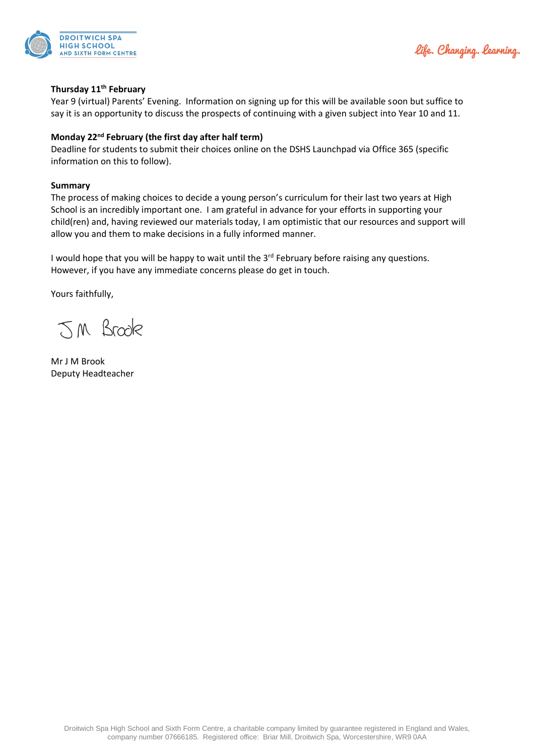**Thursday 11th February**
Year 9 (virtual) Parents' Evening. Information on signing up for this will be available soon but suffice to say it is an opportunity to discuss the prospects of continuing with a given subject into Year 10 and 11.

**Monday 22nd February (the first day after half term)**
Deadline for students to submit their choices online on the DSHS Launchpad via Office 365 (specific information on this to follow).

**Summary**
The process of making choices to decide a young person's curriculum for their last two years at High School is an incredibly important one. I am grateful in advance for your efforts in supporting your child(ren) and, having reviewed our materials today, I am optimistic that our resources and support will allow you and them to make decisions in a fully informed manner.

I would hope that you will be happy to wait until the 3rd February before raising any questions. However, if you have any immediate concerns please do get in touch.

Yours faithfully,

J M Brook

Mr J M Brook
Deputy Headteacher